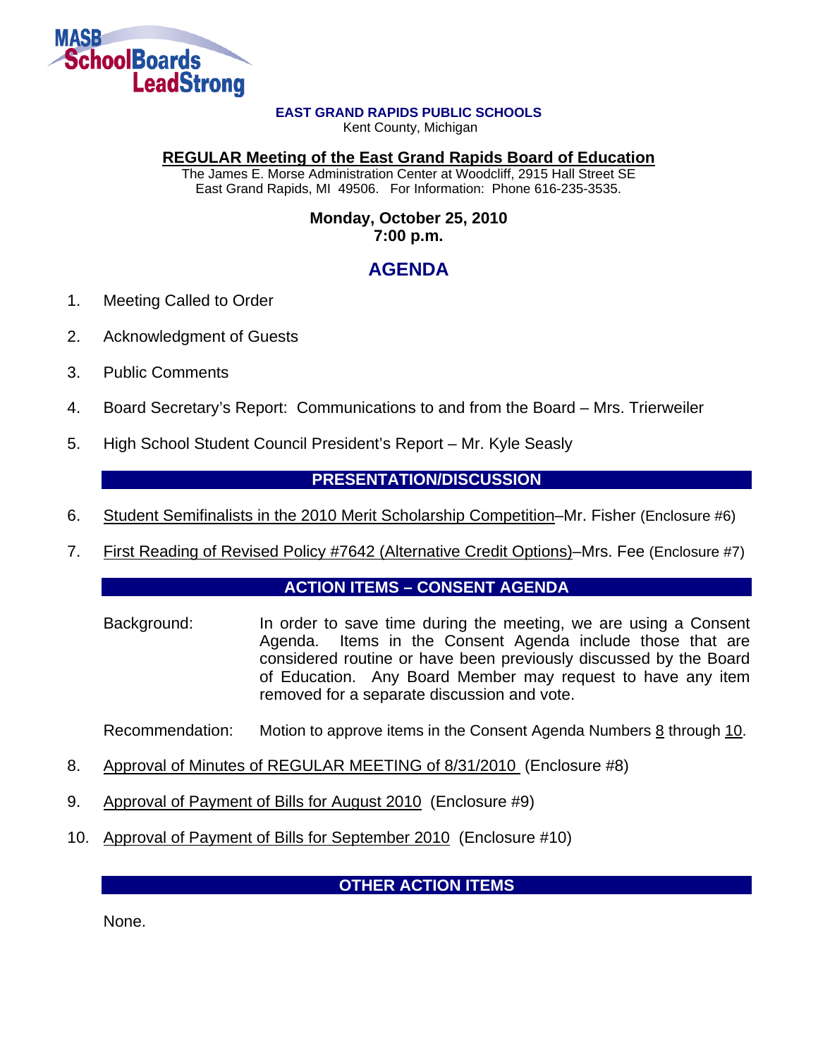MASB SchoolBoards LeadStrong

**EAST GRAND RAPIDS PUBLIC SCHOOLS**
Kent County, Michigan

**REGULAR Meeting of the East Grand Rapids Board of Education**
The James E. Morse Administration Center at Woodcliff, 2915 Hall Street SE
East Grand Rapids, MI 49506. For Information: Phone 616-235-3535.

**Monday, October 25, 2010**
**7:00 p.m.**

# AGENDA

1. Meeting Called to Order

2. Acknowledgment of Guests

3. Public Comments

4. Board Secretary's Report: Communications to and from the Board – Mrs. Trierweiler

5. High School Student Council President's Report – Mr. Kyle Seasly

## PRESENTATION/DISCUSSION

6. Student Semifinalists in the 2010 Merit Scholarship Competition–Mr. Fisher (Enclosure #6)

7. First Reading of Revised Policy #7642 (Alternative Credit Options)–Mrs. Fee (Enclosure #7)

## ACTION ITEMS – CONSENT AGENDA

Background: In order to save time during the meeting, we are using a Consent Agenda. Items in the Consent Agenda include those that are considered routine or have been previously discussed by the Board of Education. Any Board Member may request to have any item removed for a separate discussion and vote.

Recommendation: Motion to approve items in the Consent Agenda Numbers 8 through 10.

8. Approval of Minutes of REGULAR MEETING of 8/31/2010 (Enclosure #8)

9. Approval of Payment of Bills for August 2010 (Enclosure #9)

10. Approval of Payment of Bills for September 2010 (Enclosure #10)

## OTHER ACTION ITEMS

None.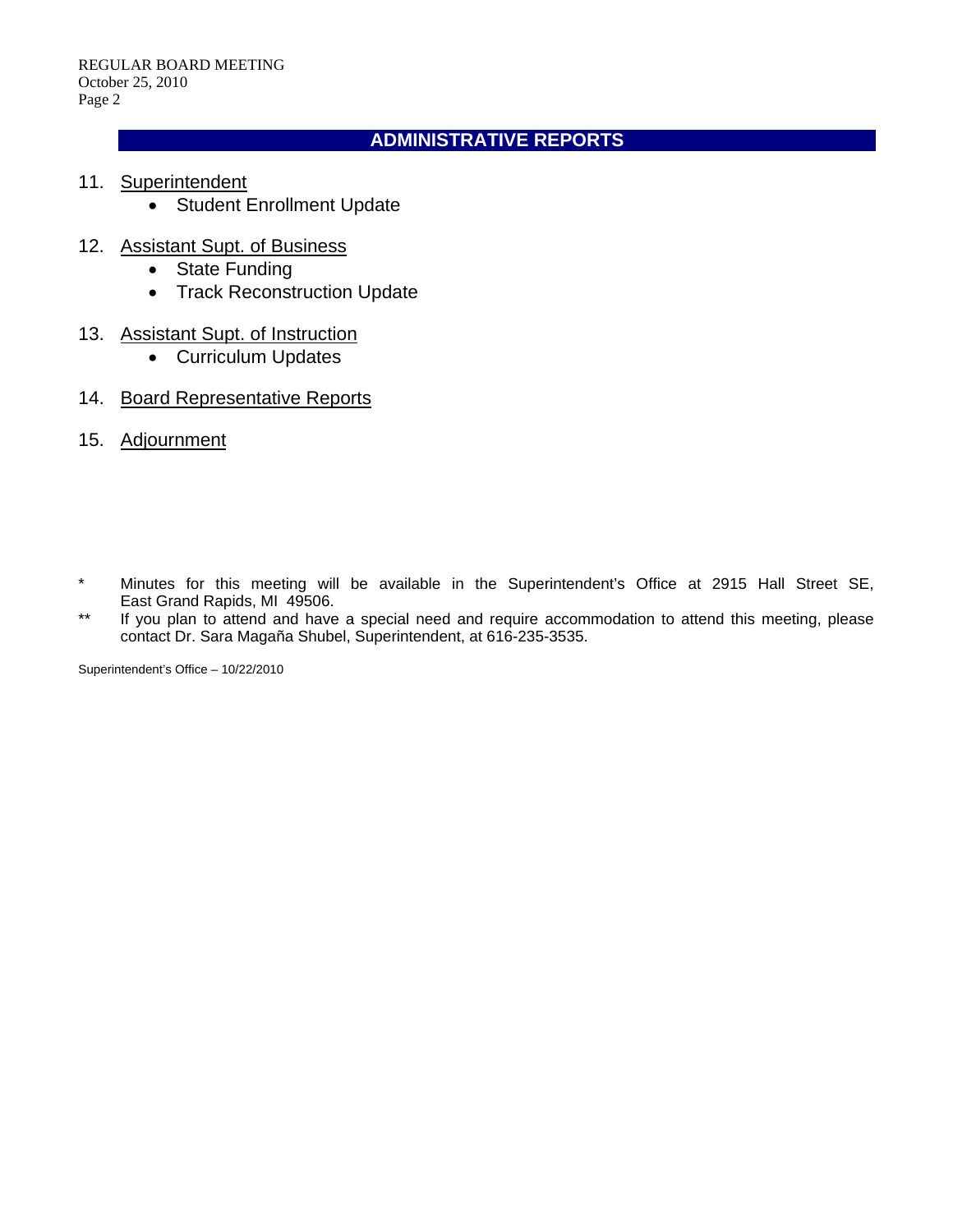## ADMINISTRATIVE REPORTS

11. Superintendent
    - Student Enrollment Update

12. Assistant Supt. of Business
    - State Funding
    - Track Reconstruction Update

13. Assistant Supt. of Instruction
    - Curriculum Updates

14. Board Representative Reports

15. Adjournment

* Minutes for this meeting will be available in the Superintendent's Office at 2915 Hall Street SE, East Grand Rapids, MI 49506.

** If you plan to attend and have a special need and require accommodation to attend this meeting, please contact Dr. Sara Magaña Shubel, Superintendent, at 616-235-3535.

Superintendent's Office – 10/22/2010